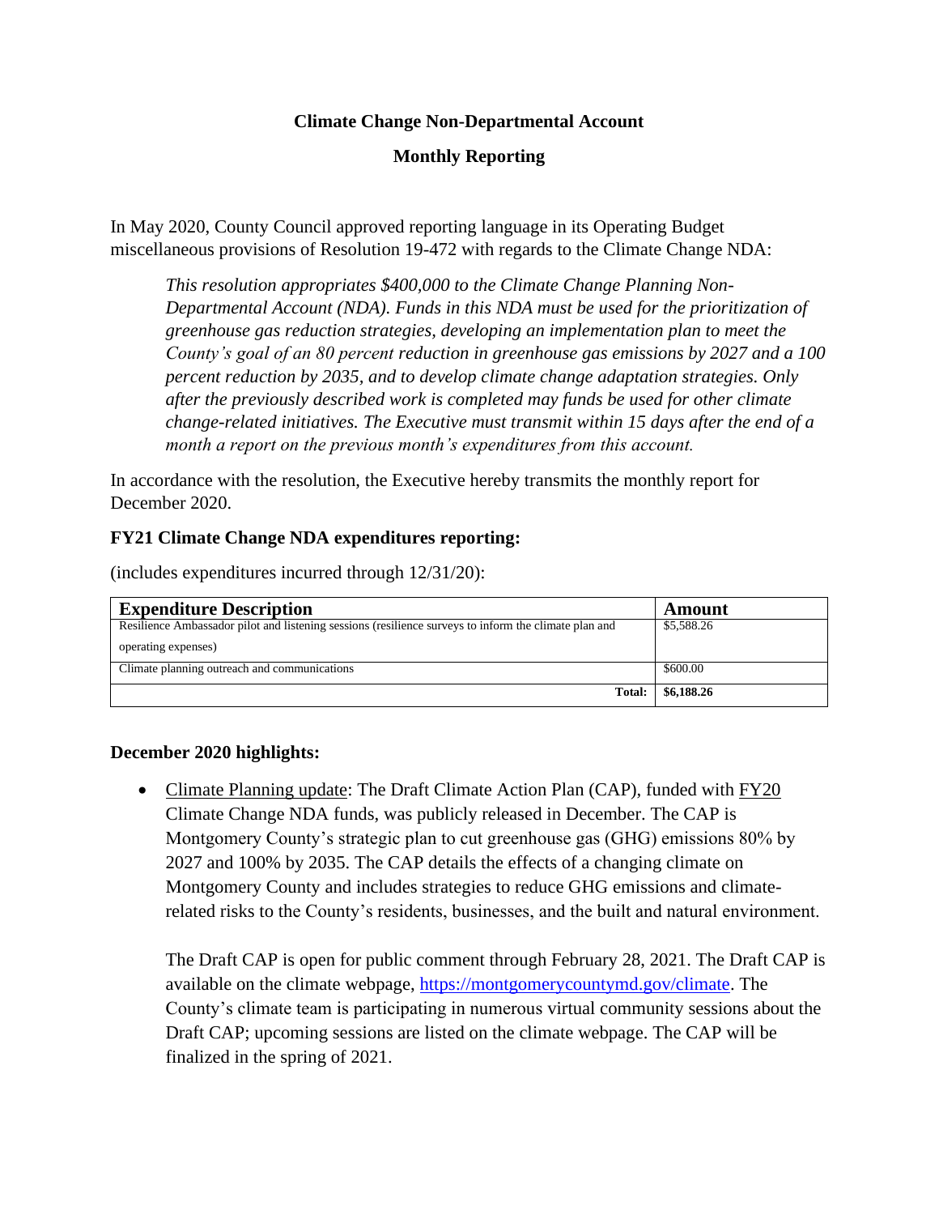**Climate Change Non-Departmental Account**

**Monthly Reporting**

In May 2020, County Council approved reporting language in its Operating Budget miscellaneous provisions of Resolution 19-472 with regards to the Climate Change NDA:

> *This resolution appropriates $400,000 to the Climate Change Planning Non-Departmental Account (NDA). Funds in this NDA must be used for the prioritization of greenhouse gas reduction strategies, developing an implementation plan to meet the County's goal of an 80 percent reduction in greenhouse gas emissions by 2027 and a 100 percent reduction by 2035, and to develop climate change adaptation strategies. Only after the previously described work is completed may funds be used for other climate change-related initiatives. The Executive must transmit within 15 days after the end of a month a report on the previous month's expenditures from this account.*

In accordance with the resolution, the Executive hereby transmits the monthly report for December 2020.

**FY21 Climate Change NDA expenditures reporting:**

(includes expenditures incurred through 12/31/20):

| Expenditure Description | Amount |
|---|---|
| Resilience Ambassador pilot and listening sessions (resilience surveys to inform the climate plan and operating expenses) | $5,588.26 |
| Climate planning outreach and communications | $600.00 |
| **Total:** | **$6,188.26** |

**December 2020 highlights:**

- Climate Planning update: The Draft Climate Action Plan (CAP), funded with FY20 Climate Change NDA funds, was publicly released in December. The CAP is Montgomery County's strategic plan to cut greenhouse gas (GHG) emissions 80% by 2027 and 100% by 2035. The CAP details the effects of a changing climate on Montgomery County and includes strategies to reduce GHG emissions and climate-related risks to the County's residents, businesses, and the built and natural environment.

  The Draft CAP is open for public comment through February 28, 2021. The Draft CAP is available on the climate webpage, https://montgomerycountymd.gov/climate. The County's climate team is participating in numerous virtual community sessions about the Draft CAP; upcoming sessions are listed on the climate webpage. The CAP will be finalized in the spring of 2021.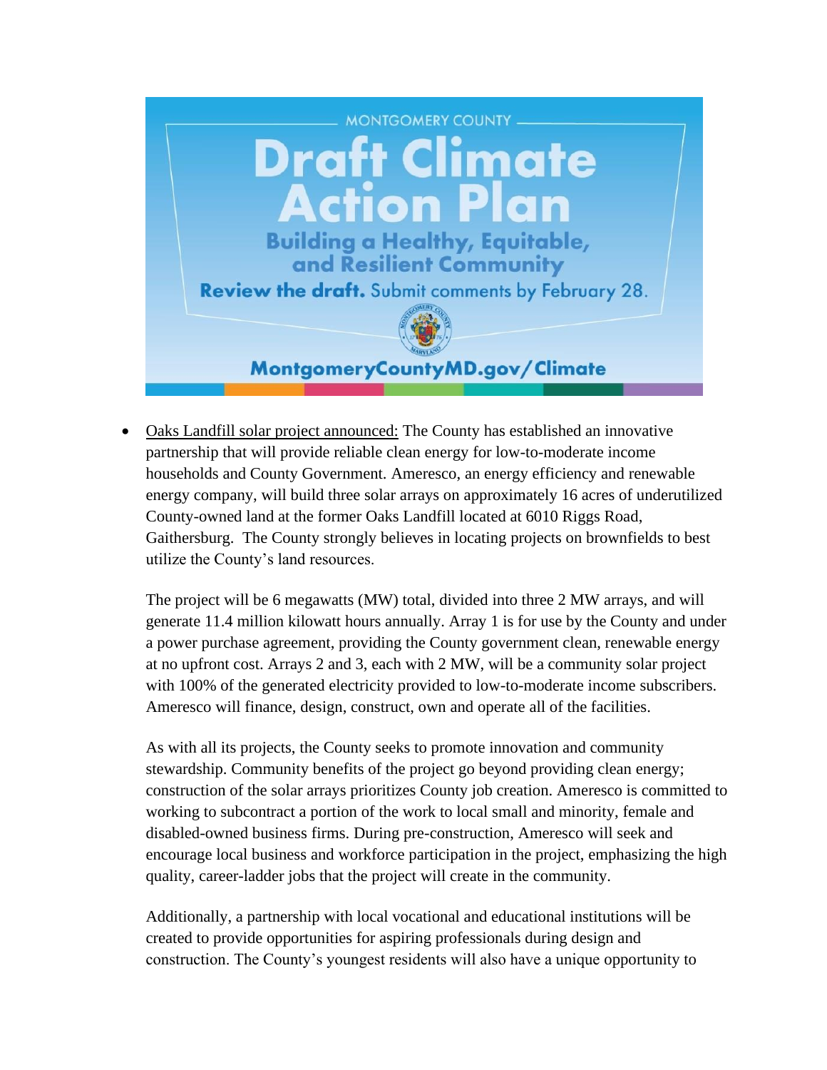MONTGOMERY COUNTY

# Draft Climate Action Plan

**Building a Healthy, Equitable, and Resilient Community**

**Review the draft.** Submit comments by February 28.

**MontgomeryCountyMD.gov/Climate**

- Oaks Landfill solar project announced: The County has established an innovative partnership that will provide reliable clean energy for low-to-moderate income households and County Government. Ameresco, an energy efficiency and renewable energy company, will build three solar arrays on approximately 16 acres of underutilized County-owned land at the former Oaks Landfill located at 6010 Riggs Road, Gaithersburg. The County strongly believes in locating projects on brownfields to best utilize the County's land resources.

  The project will be 6 megawatts (MW) total, divided into three 2 MW arrays, and will generate 11.4 million kilowatt hours annually. Array 1 is for use by the County and under a power purchase agreement, providing the County government clean, renewable energy at no upfront cost. Arrays 2 and 3, each with 2 MW, will be a community solar project with 100% of the generated electricity provided to low-to-moderate income subscribers. Ameresco will finance, design, construct, own and operate all of the facilities.

  As with all its projects, the County seeks to promote innovation and community stewardship. Community benefits of the project go beyond providing clean energy; construction of the solar arrays prioritizes County job creation. Ameresco is committed to working to subcontract a portion of the work to local small and minority, female and disabled-owned business firms. During pre-construction, Ameresco will seek and encourage local business and workforce participation in the project, emphasizing the high quality, career-ladder jobs that the project will create in the community.

  Additionally, a partnership with local vocational and educational institutions will be created to provide opportunities for aspiring professionals during design and construction. The County's youngest residents will also have a unique opportunity to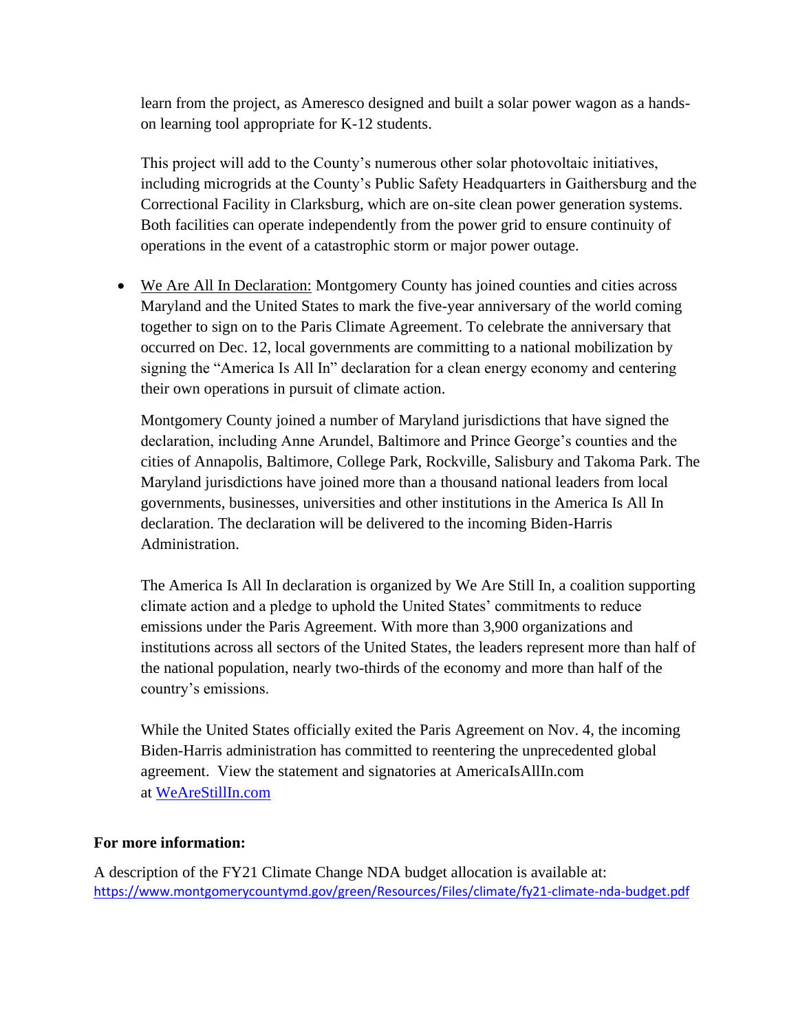learn from the project, as Ameresco designed and built a solar power wagon as a hands-on learning tool appropriate for K-12 students.

This project will add to the County's numerous other solar photovoltaic initiatives, including microgrids at the County's Public Safety Headquarters in Gaithersburg and the Correctional Facility in Clarksburg, which are on-site clean power generation systems. Both facilities can operate independently from the power grid to ensure continuity of operations in the event of a catastrophic storm or major power outage.

- We Are All In Declaration: Montgomery County has joined counties and cities across Maryland and the United States to mark the five-year anniversary of the world coming together to sign on to the Paris Climate Agreement. To celebrate the anniversary that occurred on Dec. 12, local governments are committing to a national mobilization by signing the "America Is All In" declaration for a clean energy economy and centering their own operations in pursuit of climate action.

  Montgomery County joined a number of Maryland jurisdictions that have signed the declaration, including Anne Arundel, Baltimore and Prince George's counties and the cities of Annapolis, Baltimore, College Park, Rockville, Salisbury and Takoma Park. The Maryland jurisdictions have joined more than a thousand national leaders from local governments, businesses, universities and other institutions in the America Is All In declaration. The declaration will be delivered to the incoming Biden-Harris Administration.

  The America Is All In declaration is organized by We Are Still In, a coalition supporting climate action and a pledge to uphold the United States' commitments to reduce emissions under the Paris Agreement. With more than 3,900 organizations and institutions across all sectors of the United States, the leaders represent more than half of the national population, nearly two-thirds of the economy and more than half of the country's emissions.

  While the United States officially exited the Paris Agreement on Nov. 4, the incoming Biden-Harris administration has committed to reentering the unprecedented global agreement. View the statement and signatories at AmericaIsAllIn.com at [WeAreStillIn.com](WeAreStillIn.com)

**For more information:**

A description of the FY21 Climate Change NDA budget allocation is available at:
https://www.montgomerycountymd.gov/green/Resources/Files/climate/fy21-climate-nda-budget.pdf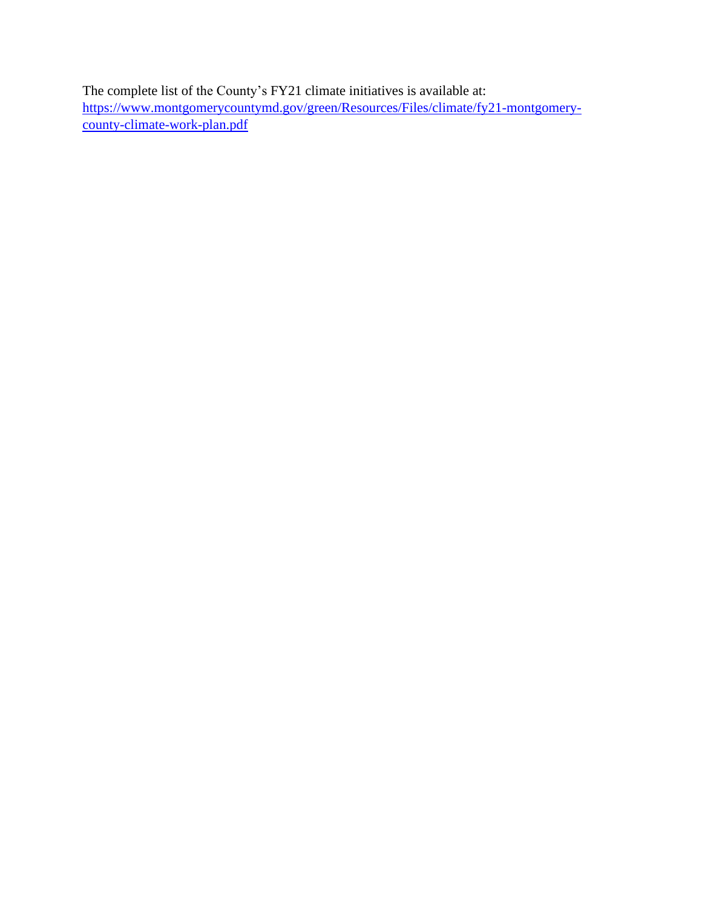The complete list of the County's FY21 climate initiatives is available at: [https://www.montgomerycountymd.gov/green/Resources/Files/climate/fy21-montgomery-county-climate-work-plan.pdf](https://www.montgomerycountymd.gov/green/Resources/Files/climate/fy21-montgomery-county-climate-work-plan.pdf)